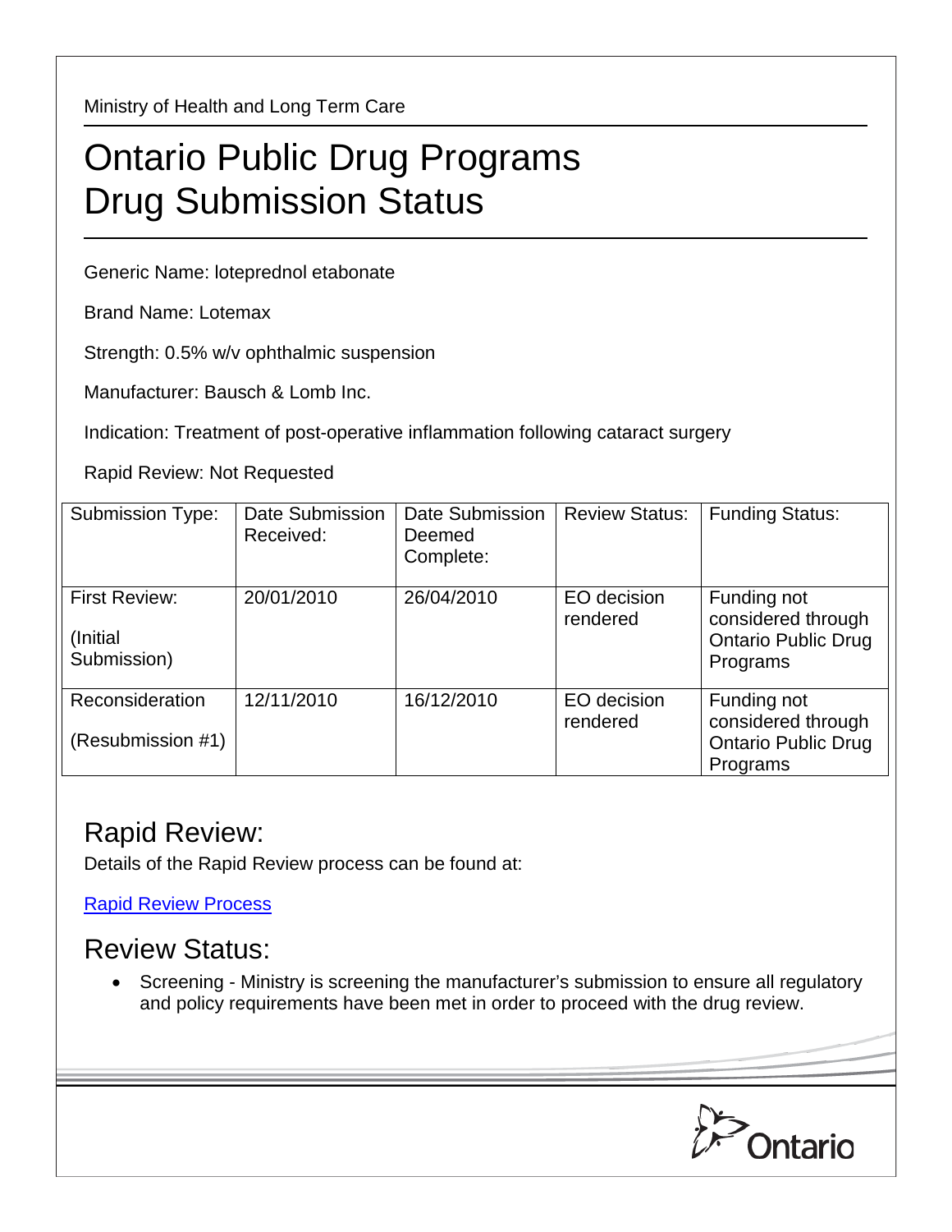Ministry of Health and Long Term Care

# Ontario Public Drug Programs Drug Submission Status

Generic Name: loteprednol etabonate

Brand Name: Lotemax

Strength: 0.5% w/v ophthalmic suspension

Manufacturer: Bausch & Lomb Inc.

Indication: Treatment of post-operative inflammation following cataract surgery

Rapid Review: Not Requested

| Submission Type: | Date Submission Received: | Date Submission Deemed Complete: | Review Status: | Funding Status: |
|---|---|---|---|---|
| First Review: (Initial Submission) | 20/01/2010 | 26/04/2010 | EO decision rendered | Funding not considered through Ontario Public Drug Programs |
| Reconsideration (Resubmission #1) | 12/11/2010 | 16/12/2010 | EO decision rendered | Funding not considered through Ontario Public Drug Programs |

## Rapid Review:

Details of the Rapid Review process can be found at:

Rapid Review Process

## Review Status:

- Screening - Ministry is screening the manufacturer's submission to ensure all regulatory and policy requirements have been met in order to proceed with the drug review.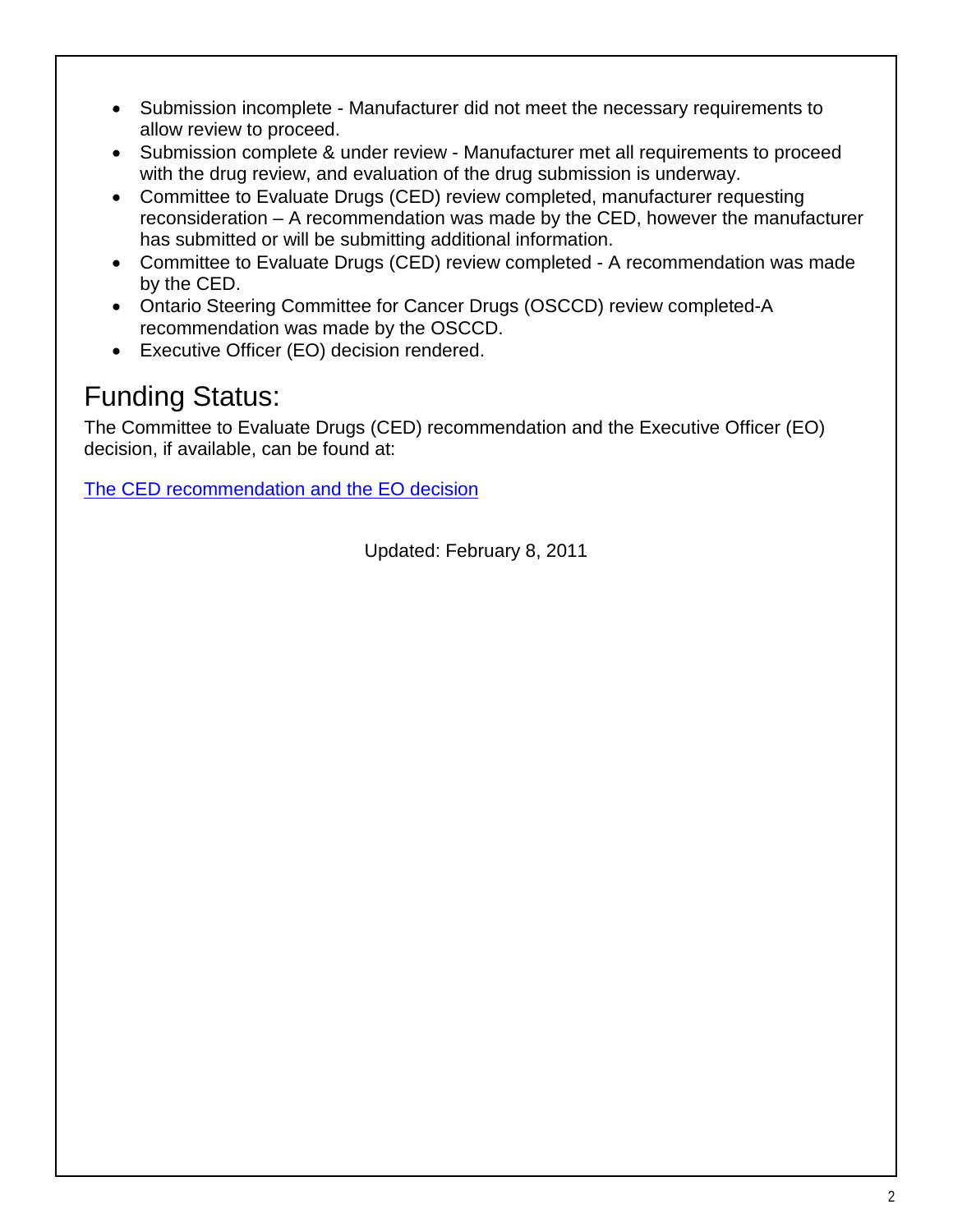- Submission incomplete - Manufacturer did not meet the necessary requirements to allow review to proceed.
- Submission complete & under review - Manufacturer met all requirements to proceed with the drug review, and evaluation of the drug submission is underway.
- Committee to Evaluate Drugs (CED) review completed, manufacturer requesting reconsideration – A recommendation was made by the CED, however the manufacturer has submitted or will be submitting additional information.
- Committee to Evaluate Drugs (CED) review completed - A recommendation was made by the CED.
- Ontario Steering Committee for Cancer Drugs (OSCCD) review completed-A recommendation was made by the OSCCD.
- Executive Officer (EO) decision rendered.

## Funding Status:

The Committee to Evaluate Drugs (CED) recommendation and the Executive Officer (EO) decision, if available, can be found at:

The CED recommendation and the EO decision

Updated: February 8, 2011